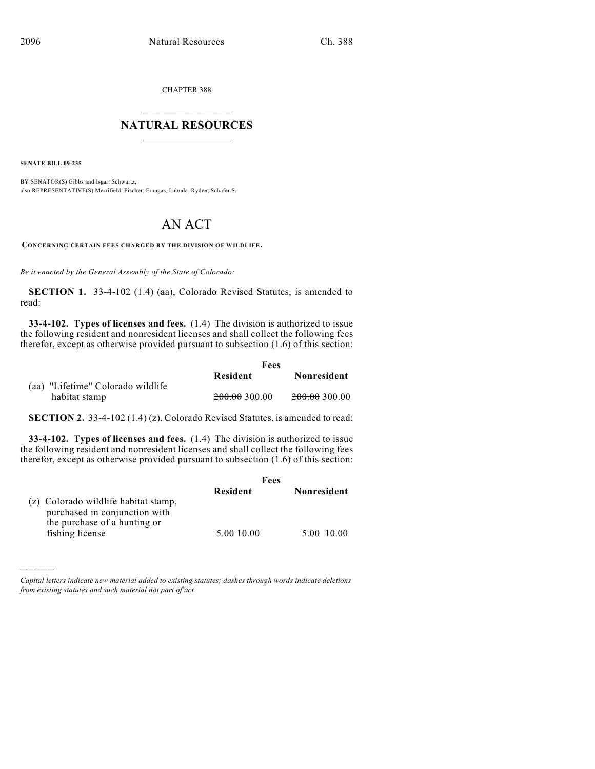CHAPTER 388

# NATURAL RESOURCES

**SENATE BILL 09-235**

BY SENATOR(S) Gibbs and Isgar, Schwartz;
also REPRESENTATIVE(S) Merrifield, Fischer, Frangas, Labuda, Ryden, Schafer S.

# AN ACT

**CONCERNING CERTAIN FEES CHARGED BY THE DIVISION OF WILDLIFE.**

*Be it enacted by the General Assembly of the State of Colorado:*

**SECTION 1.** 33-4-102 (1.4) (aa), Colorado Revised Statutes, is amended to read:

**33-4-102. Types of licenses and fees.** (1.4) The division is authorized to issue the following resident and nonresident licenses and shall collect the following fees therefor, except as otherwise provided pursuant to subsection (1.6) of this section:

| | Fees | |
|---|---|---|
| | **Resident** | **Nonresident** |
| (aa) "Lifetime" Colorado wildlife habitat stamp | ~~200.00~~ 300.00 | ~~200.00~~ 300.00 |

**SECTION 2.** 33-4-102 (1.4) (z), Colorado Revised Statutes, is amended to read:

**33-4-102. Types of licenses and fees.** (1.4) The division is authorized to issue the following resident and nonresident licenses and shall collect the following fees therefor, except as otherwise provided pursuant to subsection (1.6) of this section:

| | Fees | |
|---|---|---|
| | **Resident** | **Nonresident** |
| (z) Colorado wildlife habitat stamp, purchased in conjunction with the purchase of a hunting or fishing license | ~~5.00~~ 10.00 | ~~5.00~~ 10.00 |

---

*Capital letters indicate new material added to existing statutes; dashes through words indicate deletions from existing statutes and such material not part of act.*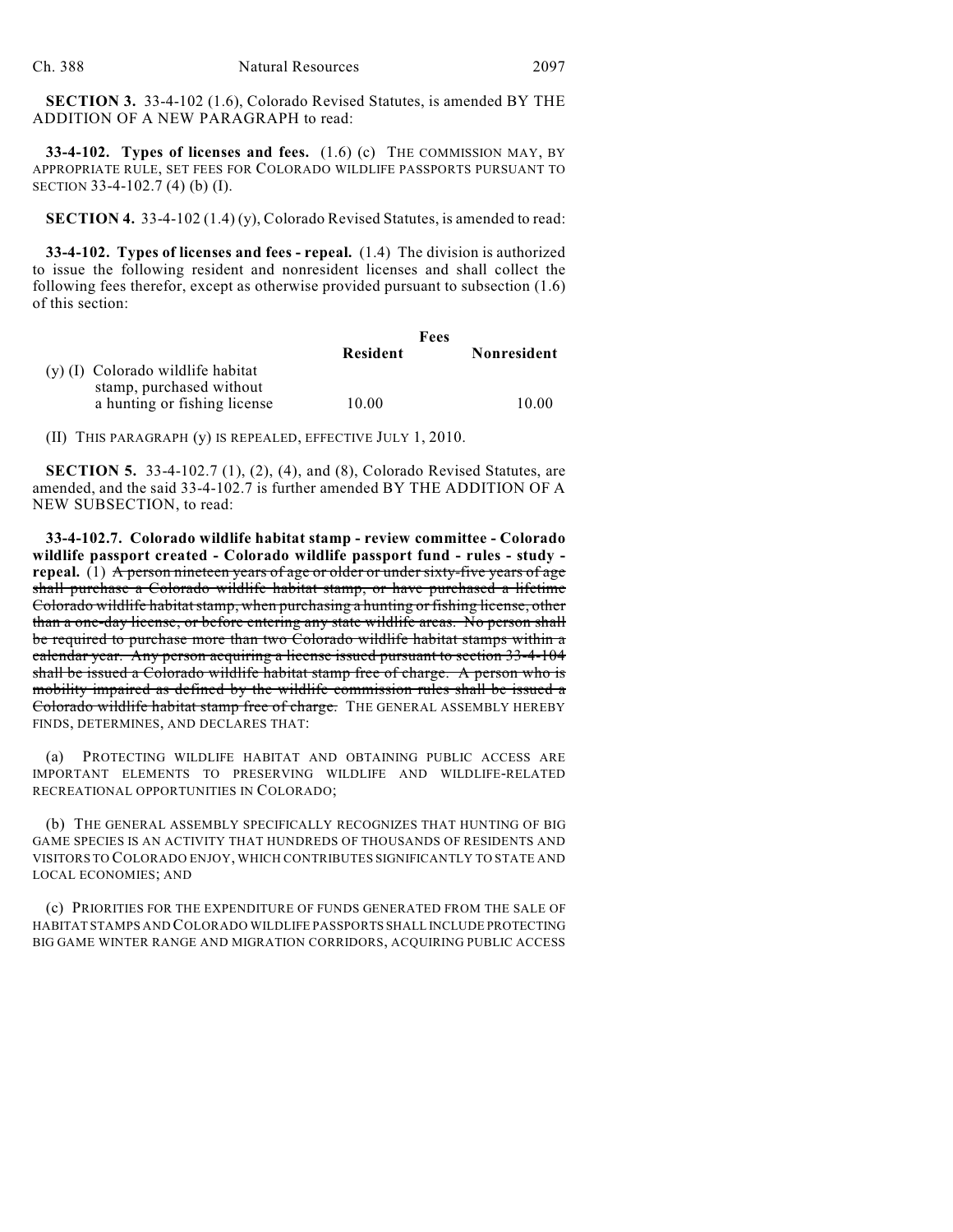**SECTION 3.** 33-4-102 (1.6), Colorado Revised Statutes, is amended BY THE ADDITION OF A NEW PARAGRAPH to read:

**33-4-102. Types of licenses and fees.** (1.6) (c) THE COMMISSION MAY, BY APPROPRIATE RULE, SET FEES FOR COLORADO WILDLIFE PASSPORTS PURSUANT TO SECTION 33-4-102.7 (4) (b) (I).

**SECTION 4.** 33-4-102 (1.4) (y), Colorado Revised Statutes, is amended to read:

**33-4-102. Types of licenses and fees - repeal.** (1.4) The division is authorized to issue the following resident and nonresident licenses and shall collect the following fees therefor, except as otherwise provided pursuant to subsection (1.6) of this section:

| | Fees | |
|---|---|---|
| | **Resident** | **Nonresident** |
| (y) (I) Colorado wildlife habitat stamp, purchased without a hunting or fishing license | 10.00 | 10.00 |

(II) THIS PARAGRAPH (y) IS REPEALED, EFFECTIVE JULY 1, 2010.

**SECTION 5.** 33-4-102.7 (1), (2), (4), and (8), Colorado Revised Statutes, are amended, and the said 33-4-102.7 is further amended BY THE ADDITION OF A NEW SUBSECTION, to read:

**33-4-102.7. Colorado wildlife habitat stamp - review committee - Colorado wildlife passport created - Colorado wildlife passport fund - rules - study - repeal.** (1) ~~A person nineteen years of age or older or under sixty-five years of age shall purchase a Colorado wildlife habitat stamp, or have purchased a lifetime Colorado wildlife habitat stamp, when purchasing a hunting or fishing license, other than a one-day license, or before entering any state wildlife areas. No person shall be required to purchase more than two Colorado wildlife habitat stamps within a calendar year. Any person acquiring a license issued pursuant to section 33-4-104 shall be issued a Colorado wildlife habitat stamp free of charge. A person who is mobility impaired as defined by the wildlife commission rules shall be issued a Colorado wildlife habitat stamp free of charge.~~ THE GENERAL ASSEMBLY HEREBY FINDS, DETERMINES, AND DECLARES THAT:

(a) PROTECTING WILDLIFE HABITAT AND OBTAINING PUBLIC ACCESS ARE IMPORTANT ELEMENTS TO PRESERVING WILDLIFE AND WILDLIFE-RELATED RECREATIONAL OPPORTUNITIES IN COLORADO;

(b) THE GENERAL ASSEMBLY SPECIFICALLY RECOGNIZES THAT HUNTING OF BIG GAME SPECIES IS AN ACTIVITY THAT HUNDREDS OF THOUSANDS OF RESIDENTS AND VISITORS TO COLORADO ENJOY, WHICH CONTRIBUTES SIGNIFICANTLY TO STATE AND LOCAL ECONOMIES; AND

(c) PRIORITIES FOR THE EXPENDITURE OF FUNDS GENERATED FROM THE SALE OF HABITAT STAMPS AND COLORADO WILDLIFE PASSPORTS SHALL INCLUDE PROTECTING BIG GAME WINTER RANGE AND MIGRATION CORRIDORS, ACQUIRING PUBLIC ACCESS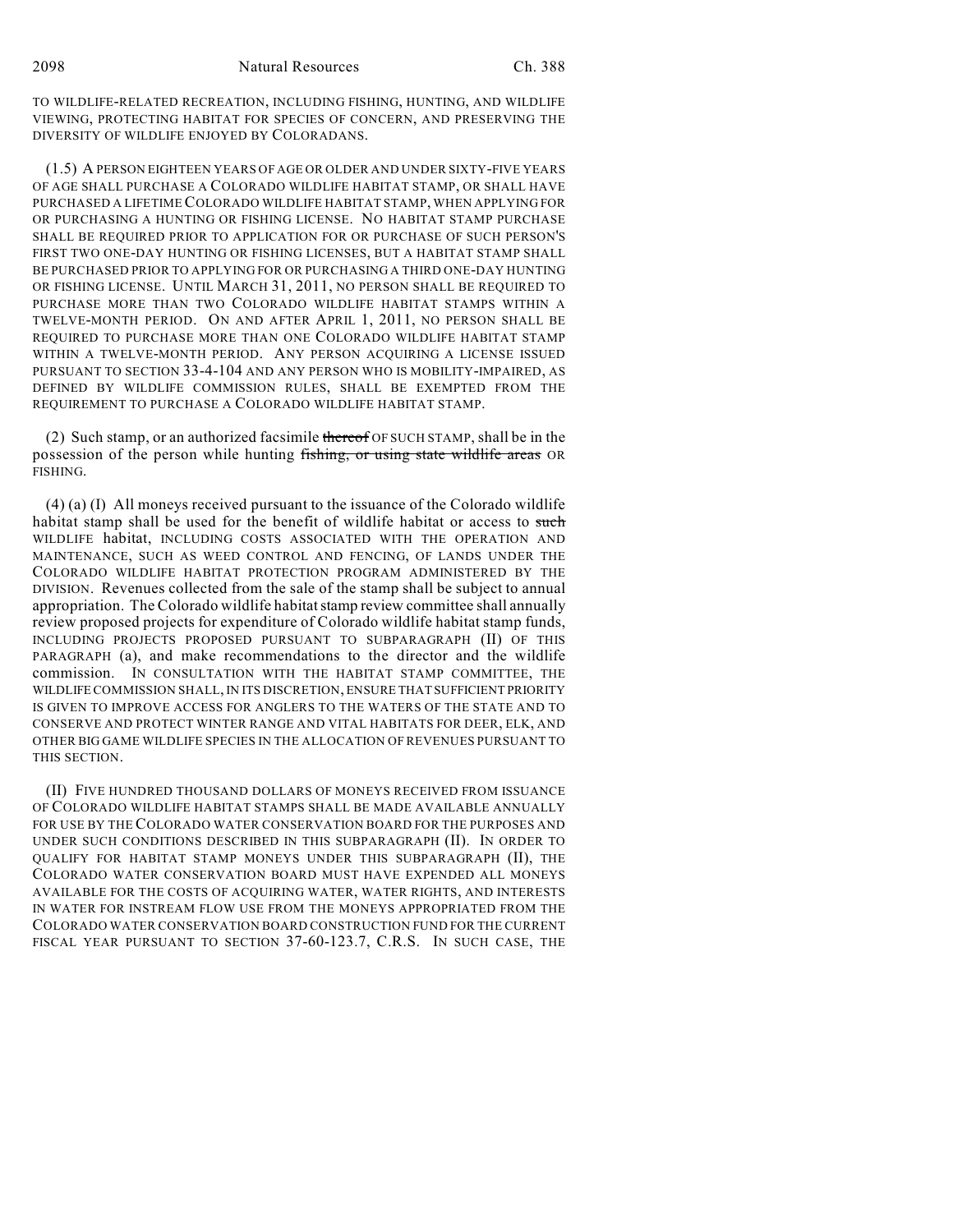TO WILDLIFE-RELATED RECREATION, INCLUDING FISHING, HUNTING, AND WILDLIFE VIEWING, PROTECTING HABITAT FOR SPECIES OF CONCERN, AND PRESERVING THE DIVERSITY OF WILDLIFE ENJOYED BY COLORADANS.

(1.5) A PERSON EIGHTEEN YEARS OF AGE OR OLDER AND UNDER SIXTY-FIVE YEARS OF AGE SHALL PURCHASE A COLORADO WILDLIFE HABITAT STAMP, OR SHALL HAVE PURCHASED A LIFETIME COLORADO WILDLIFE HABITAT STAMP, WHEN APPLYING FOR OR PURCHASING A HUNTING OR FISHING LICENSE. NO HABITAT STAMP PURCHASE SHALL BE REQUIRED PRIOR TO APPLICATION FOR OR PURCHASE OF SUCH PERSON'S FIRST TWO ONE-DAY HUNTING OR FISHING LICENSES, BUT A HABITAT STAMP SHALL BE PURCHASED PRIOR TO APPLYING FOR OR PURCHASING A THIRD ONE-DAY HUNTING OR FISHING LICENSE. UNTIL MARCH 31, 2011, NO PERSON SHALL BE REQUIRED TO PURCHASE MORE THAN TWO COLORADO WILDLIFE HABITAT STAMPS WITHIN A TWELVE-MONTH PERIOD. ON AND AFTER APRIL 1, 2011, NO PERSON SHALL BE REQUIRED TO PURCHASE MORE THAN ONE COLORADO WILDLIFE HABITAT STAMP WITHIN A TWELVE-MONTH PERIOD. ANY PERSON ACQUIRING A LICENSE ISSUED PURSUANT TO SECTION 33-4-104 AND ANY PERSON WHO IS MOBILITY-IMPAIRED, AS DEFINED BY WILDLIFE COMMISSION RULES, SHALL BE EXEMPTED FROM THE REQUIREMENT TO PURCHASE A COLORADO WILDLIFE HABITAT STAMP.

(2) Such stamp, or an authorized facsimile ~~thereof~~ OF SUCH STAMP, shall be in the possession of the person while hunting ~~fishing, or using state wildlife areas~~ OR FISHING.

(4) (a) (I) All moneys received pursuant to the issuance of the Colorado wildlife habitat stamp shall be used for the benefit of wildlife habitat or access to ~~such~~ WILDLIFE habitat, INCLUDING COSTS ASSOCIATED WITH THE OPERATION AND MAINTENANCE, SUCH AS WEED CONTROL AND FENCING, OF LANDS UNDER THE COLORADO WILDLIFE HABITAT PROTECTION PROGRAM ADMINISTERED BY THE DIVISION. Revenues collected from the sale of the stamp shall be subject to annual appropriation. The Colorado wildlife habitat stamp review committee shall annually review proposed projects for expenditure of Colorado wildlife habitat stamp funds, INCLUDING PROJECTS PROPOSED PURSUANT TO SUBPARAGRAPH (II) OF THIS PARAGRAPH (a), and make recommendations to the director and the wildlife commission. IN CONSULTATION WITH THE HABITAT STAMP COMMITTEE, THE WILDLIFE COMMISSION SHALL, IN ITS DISCRETION, ENSURE THAT SUFFICIENT PRIORITY IS GIVEN TO IMPROVE ACCESS FOR ANGLERS TO THE WATERS OF THE STATE AND TO CONSERVE AND PROTECT WINTER RANGE AND VITAL HABITATS FOR DEER, ELK, AND OTHER BIG GAME WILDLIFE SPECIES IN THE ALLOCATION OF REVENUES PURSUANT TO THIS SECTION.

(II) FIVE HUNDRED THOUSAND DOLLARS OF MONEYS RECEIVED FROM ISSUANCE OF COLORADO WILDLIFE HABITAT STAMPS SHALL BE MADE AVAILABLE ANNUALLY FOR USE BY THE COLORADO WATER CONSERVATION BOARD FOR THE PURPOSES AND UNDER SUCH CONDITIONS DESCRIBED IN THIS SUBPARAGRAPH (II). IN ORDER TO QUALIFY FOR HABITAT STAMP MONEYS UNDER THIS SUBPARAGRAPH (II), THE COLORADO WATER CONSERVATION BOARD MUST HAVE EXPENDED ALL MONEYS AVAILABLE FOR THE COSTS OF ACQUIRING WATER, WATER RIGHTS, AND INTERESTS IN WATER FOR INSTREAM FLOW USE FROM THE MONEYS APPROPRIATED FROM THE COLORADO WATER CONSERVATION BOARD CONSTRUCTION FUND FOR THE CURRENT FISCAL YEAR PURSUANT TO SECTION 37-60-123.7, C.R.S. IN SUCH CASE, THE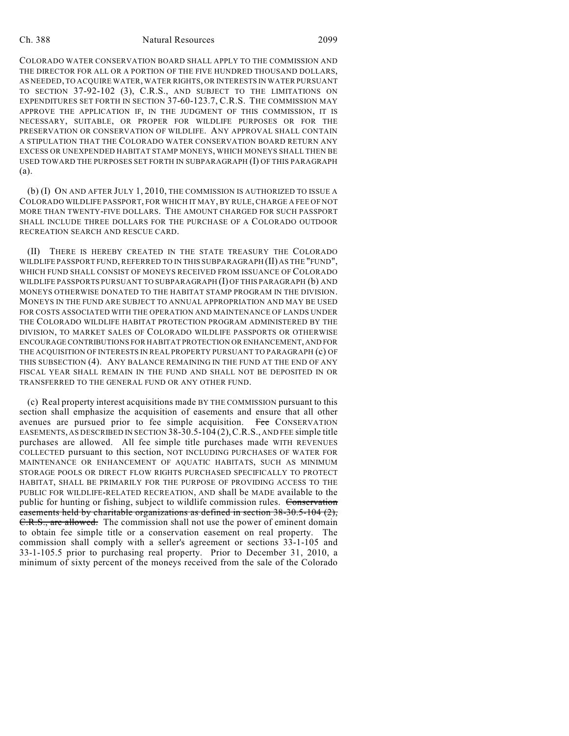COLORADO WATER CONSERVATION BOARD SHALL APPLY TO THE COMMISSION AND THE DIRECTOR FOR ALL OR A PORTION OF THE FIVE HUNDRED THOUSAND DOLLARS, AS NEEDED, TO ACQUIRE WATER, WATER RIGHTS, OR INTERESTS IN WATER PURSUANT TO SECTION 37-92-102 (3), C.R.S., AND SUBJECT TO THE LIMITATIONS ON EXPENDITURES SET FORTH IN SECTION 37-60-123.7, C.R.S. THE COMMISSION MAY APPROVE THE APPLICATION IF, IN THE JUDGMENT OF THIS COMMISSION, IT IS NECESSARY, SUITABLE, OR PROPER FOR WILDLIFE PURPOSES OR FOR THE PRESERVATION OR CONSERVATION OF WILDLIFE. ANY APPROVAL SHALL CONTAIN A STIPULATION THAT THE COLORADO WATER CONSERVATION BOARD RETURN ANY EXCESS OR UNEXPENDED HABITAT STAMP MONEYS, WHICH MONEYS SHALL THEN BE USED TOWARD THE PURPOSES SET FORTH IN SUBPARAGRAPH (I) OF THIS PARAGRAPH (a).

(b) (I) ON AND AFTER JULY 1, 2010, THE COMMISSION IS AUTHORIZED TO ISSUE A COLORADO WILDLIFE PASSPORT, FOR WHICH IT MAY, BY RULE, CHARGE A FEE OF NOT MORE THAN TWENTY-FIVE DOLLARS. THE AMOUNT CHARGED FOR SUCH PASSPORT SHALL INCLUDE THREE DOLLARS FOR THE PURCHASE OF A COLORADO OUTDOOR RECREATION SEARCH AND RESCUE CARD.

(II) THERE IS HEREBY CREATED IN THE STATE TREASURY THE COLORADO WILDLIFE PASSPORT FUND, REFERRED TO IN THIS SUBPARAGRAPH (II) AS THE "FUND", WHICH FUND SHALL CONSIST OF MONEYS RECEIVED FROM ISSUANCE OF COLORADO WILDLIFE PASSPORTS PURSUANT TO SUBPARAGRAPH (I) OF THIS PARAGRAPH (b) AND MONEYS OTHERWISE DONATED TO THE HABITAT STAMP PROGRAM IN THE DIVISION. MONEYS IN THE FUND ARE SUBJECT TO ANNUAL APPROPRIATION AND MAY BE USED FOR COSTS ASSOCIATED WITH THE OPERATION AND MAINTENANCE OF LANDS UNDER THE COLORADO WILDLIFE HABITAT PROTECTION PROGRAM ADMINISTERED BY THE DIVISION, TO MARKET SALES OF COLORADO WILDLIFE PASSPORTS OR OTHERWISE ENCOURAGE CONTRIBUTIONS FOR HABITAT PROTECTION OR ENHANCEMENT, AND FOR THE ACQUISITION OF INTERESTS IN REAL PROPERTY PURSUANT TO PARAGRAPH (c) OF THIS SUBSECTION (4). ANY BALANCE REMAINING IN THE FUND AT THE END OF ANY FISCAL YEAR SHALL REMAIN IN THE FUND AND SHALL NOT BE DEPOSITED IN OR TRANSFERRED TO THE GENERAL FUND OR ANY OTHER FUND.

(c) Real property interest acquisitions made BY THE COMMISSION pursuant to this section shall emphasize the acquisition of easements and ensure that all other avenues are pursued prior to fee simple acquisition. ~~Fee~~ CONSERVATION EASEMENTS, AS DESCRIBED IN SECTION 38-30.5-104 (2), C.R.S., AND FEE simple title purchases are allowed. All fee simple title purchases made WITH REVENUES COLLECTED pursuant to this section, NOT INCLUDING PURCHASES OF WATER FOR MAINTENANCE OR ENHANCEMENT OF AQUATIC HABITATS, SUCH AS MINIMUM STORAGE POOLS OR DIRECT FLOW RIGHTS PURCHASED SPECIFICALLY TO PROTECT HABITAT, SHALL BE PRIMARILY FOR THE PURPOSE OF PROVIDING ACCESS TO THE PUBLIC FOR WILDLIFE-RELATED RECREATION, AND shall be MADE available to the public for hunting or fishing, subject to wildlife commission rules. ~~Conservation easements held by charitable organizations as defined in section 38-30.5-104 (2), C.R.S., are allowed.~~ The commission shall not use the power of eminent domain to obtain fee simple title or a conservation easement on real property. The commission shall comply with a seller's agreement or sections 33-1-105 and 33-1-105.5 prior to purchasing real property. Prior to December 31, 2010, a minimum of sixty percent of the moneys received from the sale of the Colorado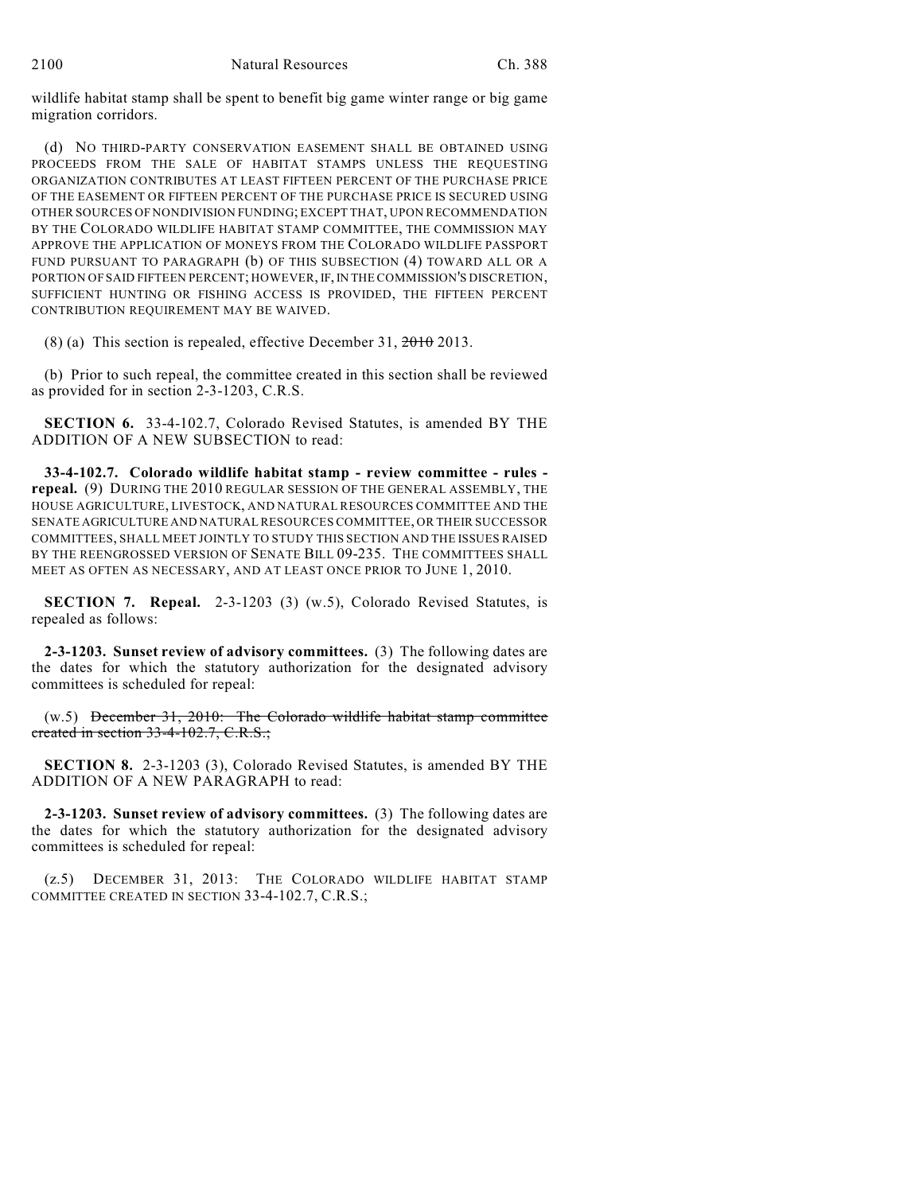wildlife habitat stamp shall be spent to benefit big game winter range or big game migration corridors.

(d) NO THIRD-PARTY CONSERVATION EASEMENT SHALL BE OBTAINED USING PROCEEDS FROM THE SALE OF HABITAT STAMPS UNLESS THE REQUESTING ORGANIZATION CONTRIBUTES AT LEAST FIFTEEN PERCENT OF THE PURCHASE PRICE OF THE EASEMENT OR FIFTEEN PERCENT OF THE PURCHASE PRICE IS SECURED USING OTHER SOURCES OF NONDIVISION FUNDING; EXCEPT THAT, UPON RECOMMENDATION BY THE COLORADO WILDLIFE HABITAT STAMP COMMITTEE, THE COMMISSION MAY APPROVE THE APPLICATION OF MONEYS FROM THE COLORADO WILDLIFE PASSPORT FUND PURSUANT TO PARAGRAPH (b) OF THIS SUBSECTION (4) TOWARD ALL OR A PORTION OF SAID FIFTEEN PERCENT; HOWEVER, IF, IN THE COMMISSION'S DISCRETION, SUFFICIENT HUNTING OR FISHING ACCESS IS PROVIDED, THE FIFTEEN PERCENT CONTRIBUTION REQUIREMENT MAY BE WAIVED.

(8) (a) This section is repealed, effective December 31, ~~2010~~ 2013.

(b) Prior to such repeal, the committee created in this section shall be reviewed as provided for in section 2-3-1203, C.R.S.

**SECTION 6.** 33-4-102.7, Colorado Revised Statutes, is amended BY THE ADDITION OF A NEW SUBSECTION to read:

**33-4-102.7. Colorado wildlife habitat stamp - review committee - rules - repeal.** (9) DURING THE 2010 REGULAR SESSION OF THE GENERAL ASSEMBLY, THE HOUSE AGRICULTURE, LIVESTOCK, AND NATURAL RESOURCES COMMITTEE AND THE SENATE AGRICULTURE AND NATURAL RESOURCES COMMITTEE, OR THEIR SUCCESSOR COMMITTEES, SHALL MEET JOINTLY TO STUDY THIS SECTION AND THE ISSUES RAISED BY THE REENGROSSED VERSION OF SENATE BILL 09-235. THE COMMITTEES SHALL MEET AS OFTEN AS NECESSARY, AND AT LEAST ONCE PRIOR TO JUNE 1, 2010.

**SECTION 7. Repeal.** 2-3-1203 (3) (w.5), Colorado Revised Statutes, is repealed as follows:

**2-3-1203. Sunset review of advisory committees.** (3) The following dates are the dates for which the statutory authorization for the designated advisory committees is scheduled for repeal:

(w.5) ~~December 31, 2010: The Colorado wildlife habitat stamp committee created in section 33-4-102.7, C.R.S.;~~

**SECTION 8.** 2-3-1203 (3), Colorado Revised Statutes, is amended BY THE ADDITION OF A NEW PARAGRAPH to read:

**2-3-1203. Sunset review of advisory committees.** (3) The following dates are the dates for which the statutory authorization for the designated advisory committees is scheduled for repeal:

(z.5) DECEMBER 31, 2013: THE COLORADO WILDLIFE HABITAT STAMP COMMITTEE CREATED IN SECTION 33-4-102.7, C.R.S.;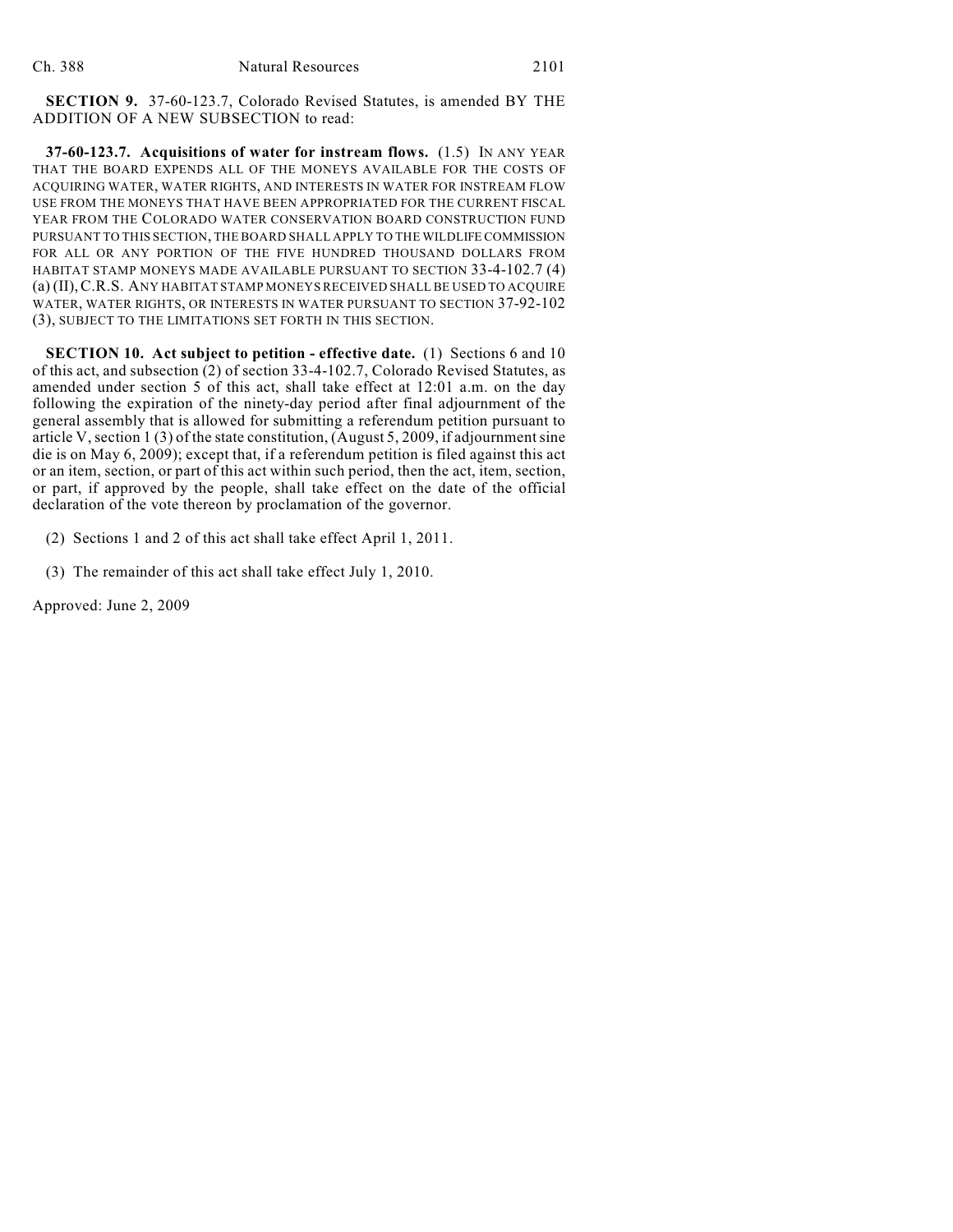**SECTION 9.** 37-60-123.7, Colorado Revised Statutes, is amended BY THE ADDITION OF A NEW SUBSECTION to read:

**37-60-123.7. Acquisitions of water for instream flows.** (1.5) IN ANY YEAR THAT THE BOARD EXPENDS ALL OF THE MONEYS AVAILABLE FOR THE COSTS OF ACQUIRING WATER, WATER RIGHTS, AND INTERESTS IN WATER FOR INSTREAM FLOW USE FROM THE MONEYS THAT HAVE BEEN APPROPRIATED FOR THE CURRENT FISCAL YEAR FROM THE COLORADO WATER CONSERVATION BOARD CONSTRUCTION FUND PURSUANT TO THIS SECTION, THE BOARD SHALL APPLY TO THE WILDLIFE COMMISSION FOR ALL OR ANY PORTION OF THE FIVE HUNDRED THOUSAND DOLLARS FROM HABITAT STAMP MONEYS MADE AVAILABLE PURSUANT TO SECTION 33-4-102.7 (4) (a) (II), C.R.S. ANY HABITAT STAMP MONEYS RECEIVED SHALL BE USED TO ACQUIRE WATER, WATER RIGHTS, OR INTERESTS IN WATER PURSUANT TO SECTION 37-92-102 (3), SUBJECT TO THE LIMITATIONS SET FORTH IN THIS SECTION.

**SECTION 10. Act subject to petition - effective date.** (1) Sections 6 and 10 of this act, and subsection (2) of section 33-4-102.7, Colorado Revised Statutes, as amended under section 5 of this act, shall take effect at 12:01 a.m. on the day following the expiration of the ninety-day period after final adjournment of the general assembly that is allowed for submitting a referendum petition pursuant to article V, section 1 (3) of the state constitution, (August 5, 2009, if adjournment sine die is on May 6, 2009); except that, if a referendum petition is filed against this act or an item, section, or part of this act within such period, then the act, item, section, or part, if approved by the people, shall take effect on the date of the official declaration of the vote thereon by proclamation of the governor.

(2) Sections 1 and 2 of this act shall take effect April 1, 2011.

(3) The remainder of this act shall take effect July 1, 2010.

Approved: June 2, 2009